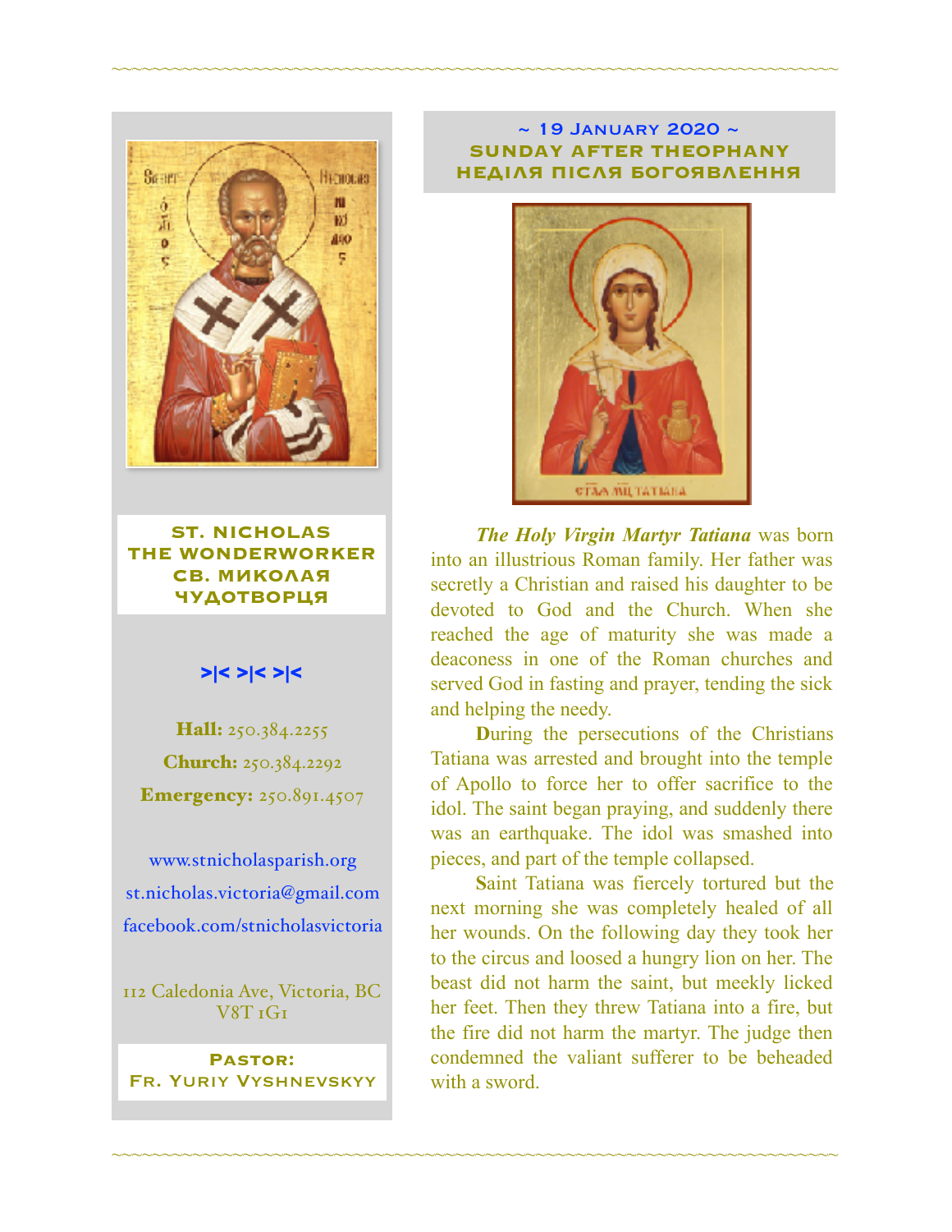**ST. NICHOLAS THE WONDERWORKER**
**СВ. МИКОЛАЯ ЧУДОТВОРЦЯ**

>|< >|< >|<

**Hall:** 250.384.2255

**Church:** 250.384.2292

**Emergency:** 250.891.4507

www.stnicholasparish.org

st.nicholas.victoria@gmail.com

facebook.com/stnicholasvictoria

112 Caledonia Ave, Victoria, BC V8T 1G1

**Pastor:**
**Fr. Yuriy Vyshnevskyy**

## ~ 19 January 2020 ~
## SUNDAY AFTER THEOPHANY
## НЕДІЛЯ ПІСЛЯ БОГОЯВЛЕННЯ

***The Holy Virgin Martyr Tatiana*** was born into an illustrious Roman family. Her father was secretly a Christian and raised his daughter to be devoted to God and the Church. When she reached the age of maturity she was made a deaconess in one of the Roman churches and served God in fasting and prayer, tending the sick and helping the needy.

**D**uring the persecutions of the Christians Tatiana was arrested and brought into the temple of Apollo to force her to offer sacrifice to the idol. The saint began praying, and suddenly there was an earthquake. The idol was smashed into pieces, and part of the temple collapsed.

**S**aint Tatiana was fiercely tortured but the next morning she was completely healed of all her wounds. On the following day they took her to the circus and loosed a hungry lion on her. The beast did not harm the saint, but meekly licked her feet. Then they threw Tatiana into a fire, but the fire did not harm the martyr. The judge then condemned the valiant sufferer to be beheaded with a sword.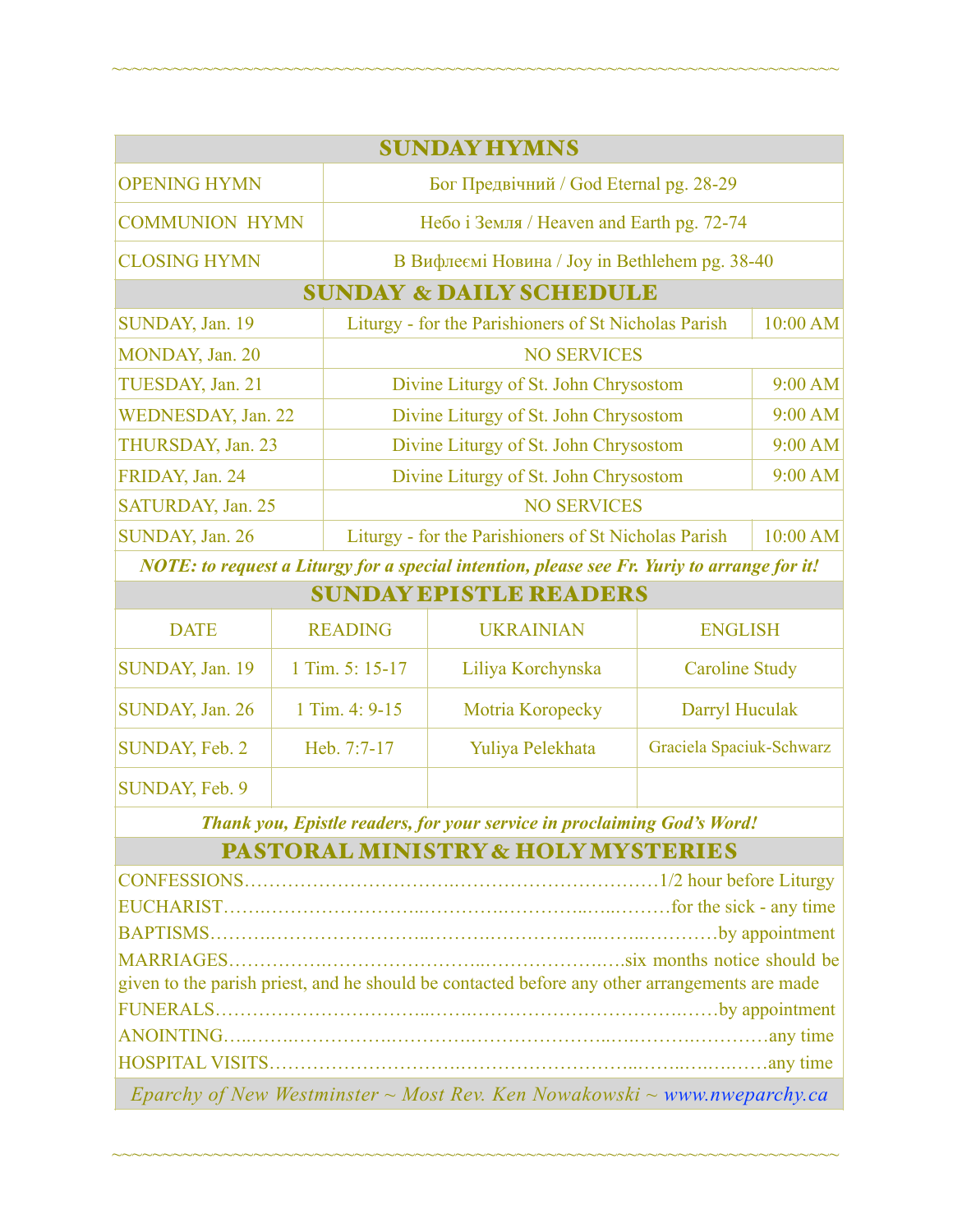## SUNDAY HYMNS

| | |
|---|---|
| OPENING HYMN | Бог Предвічний / God Eternal pg. 28-29 |
| COMMUNION HYMN | Небо і Земля / Heaven and Earth pg. 72-74 |
| CLOSING HYMN | В Вифлеємі Новина / Joy in Bethlehem pg. 38-40 |

## SUNDAY & DAILY SCHEDULE

| | | |
|---|---|---|
| SUNDAY, Jan. 19 | Liturgy - for the Parishioners of St Nicholas Parish | 10:00 AM |
| MONDAY, Jan. 20 | NO SERVICES | |
| TUESDAY, Jan. 21 | Divine Liturgy of St. John Chrysostom | 9:00 AM |
| WEDNESDAY, Jan. 22 | Divine Liturgy of St. John Chrysostom | 9:00 AM |
| THURSDAY, Jan. 23 | Divine Liturgy of St. John Chrysostom | 9:00 AM |
| FRIDAY, Jan. 24 | Divine Liturgy of St. John Chrysostom | 9:00 AM |
| SATURDAY, Jan. 25 | NO SERVICES | |
| SUNDAY, Jan. 26 | Liturgy - for the Parishioners of St Nicholas Parish | 10:00 AM |

***NOTE: to request a Liturgy for a special intention, please see Fr. Yuriy to arrange for it!***

## SUNDAY EPISTLE READERS

| DATE | READING | UKRAINIAN | ENGLISH |
|---|---|---|---|
| SUNDAY, Jan. 19 | 1 Tim. 5: 15-17 | Liliya Korchynska | Caroline Study |
| SUNDAY, Jan. 26 | 1 Tim. 4: 9-15 | Motria Koropecky | Darryl Huculak |
| SUNDAY, Feb. 2 | Heb. 7:7-17 | Yuliya Pelekhata | Graciela Spaciuk-Schwarz |
| SUNDAY, Feb. 9 | | | |

***Thank you, Epistle readers, for your service in proclaiming God's Word!***

## PASTORAL MINISTRY & HOLY MYSTERIES

CONFESSIONS……………………………………………………………1/2 hour before Liturgy
EUCHARIST………………………………………………………………for the sick - any time
BAPTISMS…………………………………………………………………………by appointment
MARRIAGES……………………………………………………………six months notice should be given to the parish priest, and he should be contacted before any other arrangements are made
FUNERALS…………………………………………………………………………by appointment
ANOINTING…………………………………………………………………………………any time
HOSPITAL VISITS…………………………………………………………………………any time

*Eparchy of New Westminster ~ Most Rev. Ken Nowakowski ~ www.nweparchy.ca*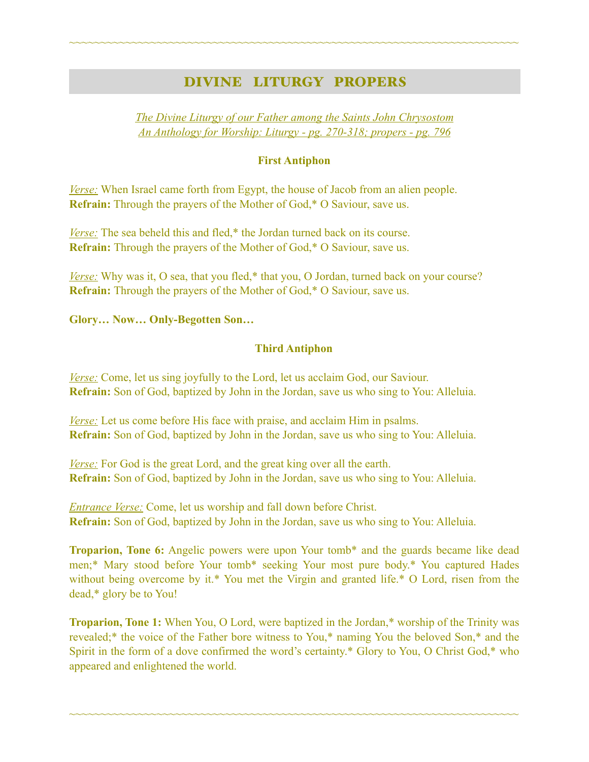## DIVINE LITURGY PROPERS

*The Divine Liturgy of our Father among the Saints John Chrysostom*
*An Anthology for Worship: Liturgy - pg. 270-318; propers - pg. 796*

**First Antiphon**

*Verse:* When Israel came forth from Egypt, the house of Jacob from an alien people.
**Refrain:** Through the prayers of the Mother of God,* O Saviour, save us.

*Verse:* The sea beheld this and fled,* the Jordan turned back on its course.
**Refrain:** Through the prayers of the Mother of God,* O Saviour, save us.

*Verse:* Why was it, O sea, that you fled,* that you, O Jordan, turned back on your course?
**Refrain:** Through the prayers of the Mother of God,* O Saviour, save us.

**Glory… Now… Only-Begotten Son…**

**Third Antiphon**

*Verse:* Come, let us sing joyfully to the Lord, let us acclaim God, our Saviour.
**Refrain:** Son of God, baptized by John in the Jordan, save us who sing to You: Alleluia.

*Verse:* Let us come before His face with praise, and acclaim Him in psalms.
**Refrain:** Son of God, baptized by John in the Jordan, save us who sing to You: Alleluia.

*Verse:* For God is the great Lord, and the great king over all the earth.
**Refrain:** Son of God, baptized by John in the Jordan, save us who sing to You: Alleluia.

*Entrance Verse:* Come, let us worship and fall down before Christ.
**Refrain:** Son of God, baptized by John in the Jordan, save us who sing to You: Alleluia.

**Troparion, Tone 6:** Angelic powers were upon Your tomb* and the guards became like dead men;* Mary stood before Your tomb* seeking Your most pure body.* You captured Hades without being overcome by it.* You met the Virgin and granted life.* O Lord, risen from the dead,* glory be to You!

**Troparion, Tone 1:** When You, O Lord, were baptized in the Jordan,* worship of the Trinity was revealed;* the voice of the Father bore witness to You,* naming You the beloved Son,* and the Spirit in the form of a dove confirmed the word's certainty.* Glory to You, O Christ God,* who appeared and enlightened the world.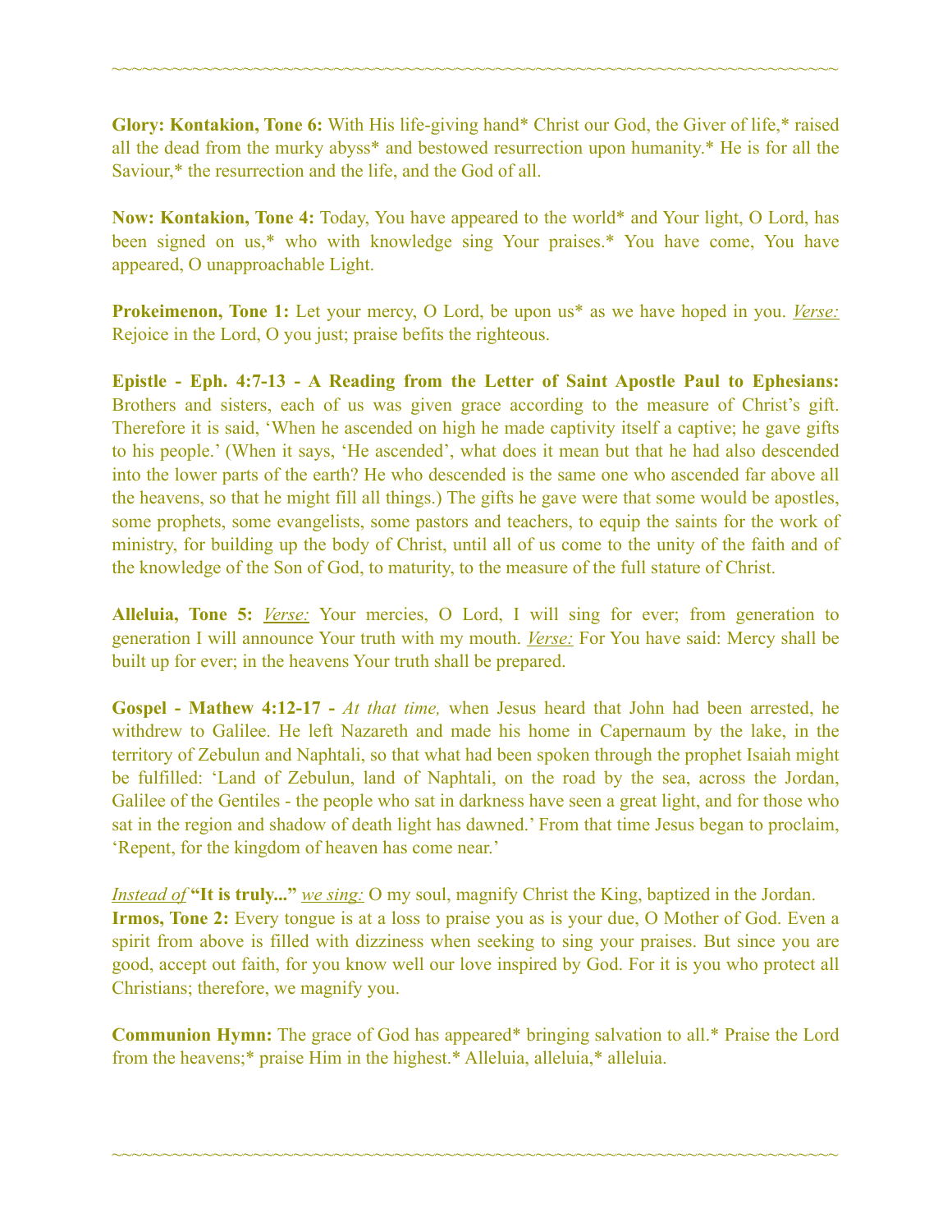~~~~~~~~~~~~~~~~~~~~~~~~~~~~~~~~~~~~~~~~~~~~~~~~~~~~~~~~~~~~~~~~~~~~~~~~~~~~

**Glory: Kontakion, Tone 6:** With His life-giving hand* Christ our God, the Giver of life,* raised all the dead from the murky abyss* and bestowed resurrection upon humanity.* He is for all the Saviour,* the resurrection and the life, and the God of all.

**Now: Kontakion, Tone 4:** Today, You have appeared to the world* and Your light, O Lord, has been signed on us,* who with knowledge sing Your praises.* You have come, You have appeared, O unapproachable Light.

**Prokeimenon, Tone 1:** Let your mercy, O Lord, be upon us* as we have hoped in you. *Verse:* Rejoice in the Lord, O you just; praise befits the righteous.

**Epistle - Eph. 4:7-13 - A Reading from the Letter of Saint Apostle Paul to Ephesians:** Brothers and sisters, each of us was given grace according to the measure of Christ's gift. Therefore it is said, 'When he ascended on high he made captivity itself a captive; he gave gifts to his people.' (When it says, 'He ascended', what does it mean but that he had also descended into the lower parts of the earth? He who descended is the same one who ascended far above all the heavens, so that he might fill all things.) The gifts he gave were that some would be apostles, some prophets, some evangelists, some pastors and teachers, to equip the saints for the work of ministry, for building up the body of Christ, until all of us come to the unity of the faith and of the knowledge of the Son of God, to maturity, to the measure of the full stature of Christ.

**Alleluia, Tone 5:** *Verse:* Your mercies, O Lord, I will sing for ever; from generation to generation I will announce Your truth with my mouth. *Verse:* For You have said: Mercy shall be built up for ever; in the heavens Your truth shall be prepared.

**Gospel - Mathew 4:12-17 -** *At that time,* when Jesus heard that John had been arrested, he withdrew to Galilee. He left Nazareth and made his home in Capernaum by the lake, in the territory of Zebulun and Naphtali, so that what had been spoken through the prophet Isaiah might be fulfilled: 'Land of Zebulun, land of Naphtali, on the road by the sea, across the Jordan, Galilee of the Gentiles - the people who sat in darkness have seen a great light, and for those who sat in the region and shadow of death light has dawned.' From that time Jesus began to proclaim, 'Repent, for the kingdom of heaven has come near.'

*Instead of* **"It is truly..."** *we sing:* O my soul, magnify Christ the King, baptized in the Jordan.
**Irmos, Tone 2:** Every tongue is at a loss to praise you as is your due, O Mother of God. Even a spirit from above is filled with dizziness when seeking to sing your praises. But since you are good, accept out faith, for you know well our love inspired by God. For it is you who protect all Christians; therefore, we magnify you.

**Communion Hymn:** The grace of God has appeared* bringing salvation to all.* Praise the Lord from the heavens;* praise Him in the highest.* Alleluia, alleluia,* alleluia.

~~~~~~~~~~~~~~~~~~~~~~~~~~~~~~~~~~~~~~~~~~~~~~~~~~~~~~~~~~~~~~~~~~~~~~~~~~~~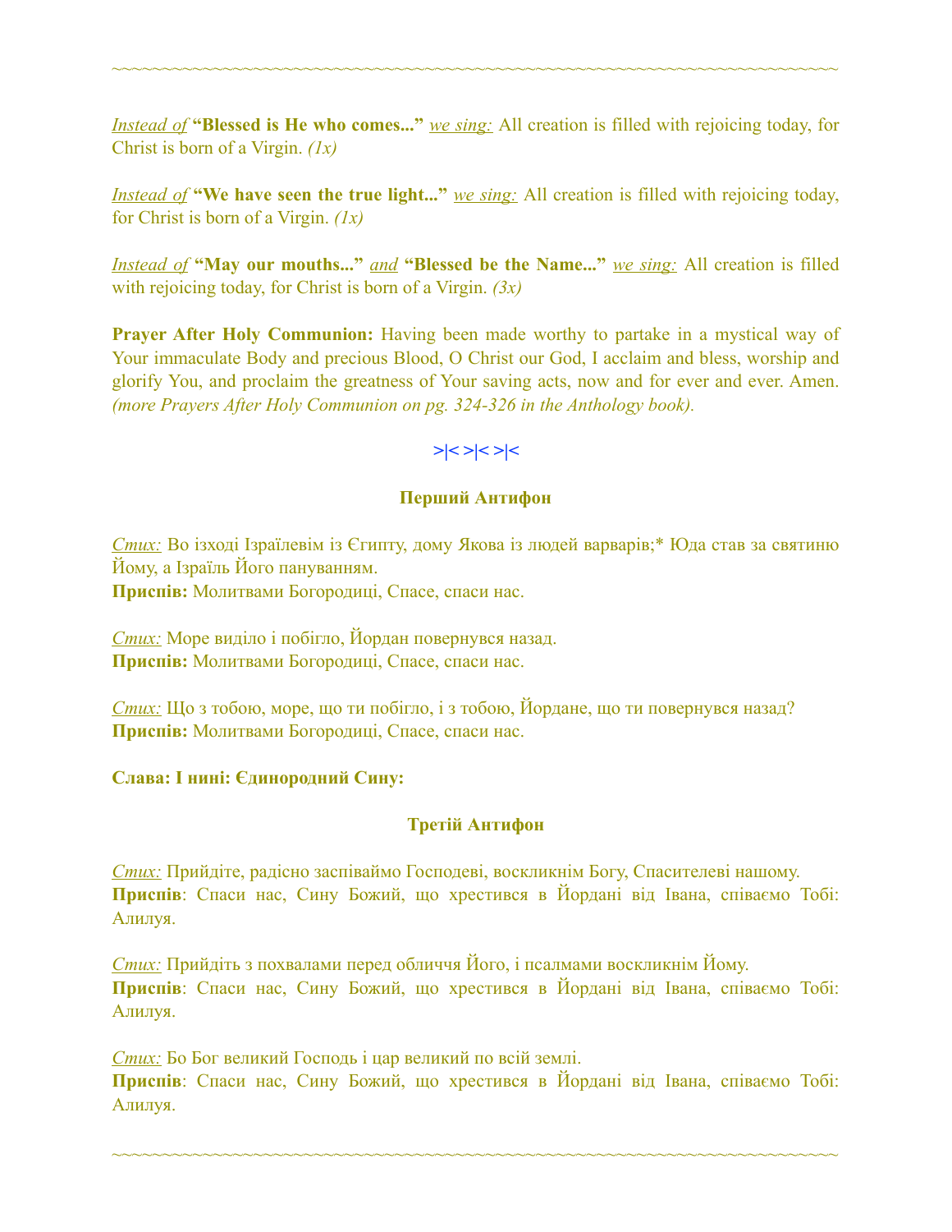~~~~~~~~~~~~~~~~~~~~~~~~~~~~~~~~~~~~~~~~~~~~~~~~~~~~~~~~~~~~~~~~~~~~

*Instead of* **"Blessed is He who comes..."** *we sing:* All creation is filled with rejoicing today, for Christ is born of a Virgin. *(1x)*

*Instead of* **"We have seen the true light..."** *we sing:* All creation is filled with rejoicing today, for Christ is born of a Virgin. *(1x)*

*Instead of* **"May our mouths..."** *and* **"Blessed be the Name..."** *we sing:* All creation is filled with rejoicing today, for Christ is born of a Virgin. *(3x)*

**Prayer After Holy Communion:** Having been made worthy to partake in a mystical way of Your immaculate Body and precious Blood, O Christ our God, I acclaim and bless, worship and glorify You, and proclaim the greatness of Your saving acts, now and for ever and ever. Amen. *(more Prayers After Holy Communion on pg. 324-326 in the Anthology book).*

>|< >|< >|<

**Перший Антифон**

*Стих:* Во ізході Ізраїлевім із Єгипту, дому Якова із людей варварів;* Юда став за святиню Йому, а Ізраїль Його пануванням.
**Приспів:** Молитвами Богородиці, Спасе, спаси нас.

*Стих:* Море виділо і побігло, Йордан повернувся назад.
**Приспів:** Молитвами Богородиці, Спасе, спаси нас.

*Стих:* Що з тобою, море, що ти побігло, і з тобою, Йордане, що ти повернувся назад?
**Приспів:** Молитвами Богородиці, Спасе, спаси нас.

**Слава: І нині: Єдинородний Сину:**

**Третій Антифон**

*Стих:* Прийдіте, радісно заспіваймо Господеві, воскликнім Богу, Спасителеві нашому.
**Приспів**: Спаси нас, Сину Божий, що хрестився в Йордані від Івана, співаємо Тобі: Алилуя.

*Стих:* Прийдіть з похвалами перед обличчя Його, і псалмами воскликнім Йому.
**Приспів**: Спаси нас, Сину Божий, що хрестився в Йордані від Івана, співаємо Тобі: Алилуя.

*Стих:* Бо Бог великий Господь і цар великий по всій землі.
**Приспів**: Спаси нас, Сину Божий, що хрестився в Йордані від Івана, співаємо Тобі: Алилуя.

~~~~~~~~~~~~~~~~~~~~~~~~~~~~~~~~~~~~~~~~~~~~~~~~~~~~~~~~~~~~~~~~~~~~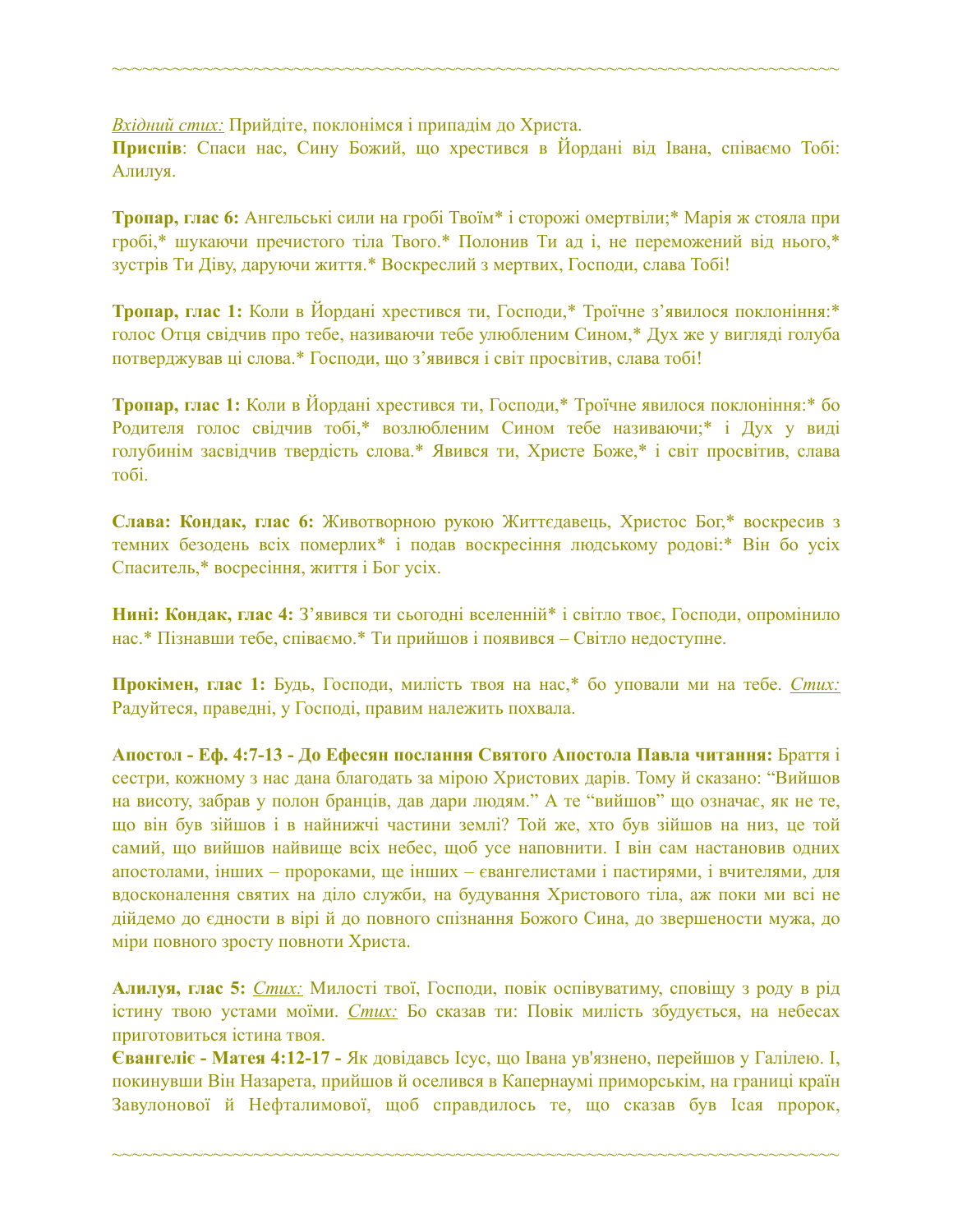*Вхідний стих:* Прийдіте, поклонімся і припадім до Христа.
**Приспів**: Спаси нас, Сину Божий, що хрестився в Йордані від Івана, співаємо Тобі: Алилуя.

**Тропар, глас 6:** Ангельські сили на гробі Твоїм* і сторожі омертвіли;* Марія ж стояла при гробі,* шукаючи пречистого тіла Твого.* Полонив Ти ад і, не переможений від нього,* зустрів Ти Діву, даруючи життя.* Воскреслий з мертвих, Господи, слава Тобі!

**Тропар, глас 1:** Коли в Йордані хрестився ти, Господи,* Троїчне з'явилося поклоніння:* голос Отця свідчив про тебе, називаючи тебе улюбленим Сином,* Дух же у вигляді голуба потверджував ці слова.* Господи, що з'явився і світ просвітив, слава тобі!

**Тропар, глас 1:** Коли в Йордані хрестився ти, Господи,* Троїчне явилося поклоніння:* бо Родителя голос свідчив тобі,* возлюбленим Сином тебе називаючи;* і Дух у виді голубинім засвідчив твердість слова.* Явився ти, Христе Боже,* і світ просвітив, слава тобі.

**Слава: Кондак, глас 6:** Животворною рукою Життєдавець, Христос Бог,* воскресив з темних безодень всіх померлих* і подав воскресіння людському родові:* Він бо усіх Спаситель,* восресіння, життя і Бог усіх.

**Нині: Кондак, глас 4:** З'явився ти сьогодні вселенній* і світло твоє, Господи, опромінило нас.* Пізнавши тебе, співаємо.* Ти прийшов і появився – Світло недоступне.

**Прокімен, глас 1:** Будь, Господи, милість твоя на нас,* бо уповали ми на тебе. *Стих:* Радуйтеся, праведні, у Господі, правим належить похвала.

**Апостол - Еф. 4:7-13 - До Ефесян послання Святого Апостола Павла читання:** Браття і сестри, кожному з нас дана благодать за мірою Христових дарів. Тому й сказано: "Вийшов на висоту, забрав у полон бранців, дав дари людям." А те "вийшов" що означає, як не те, що він був зійшов і в найнижчі частини землі? Той же, хто був зійшов на низ, це той самий, що вийшов найвище всіх небес, щоб усе наповнити. І він сам настановив одних апостолами, інших – пророками, ще інших – євангелистами і пастирями, і вчителями, для вдосконалення святих на діло служби, на будування Христового тіла, аж поки ми всі не дійдемо до єдности в вірі й до повного спізнання Божого Сина, до звершености мужа, до міри повного зросту повноти Христа.

**Алилуя, глас 5:** *Стих:* Милості твої, Господи, повік оспівуватиму, сповіщу з роду в рід істину твою устами моїми. *Стих:* Бо сказав ти: Повік милість збудується, на небесах приготовиться істина твоя.
**Євангеліє - Матея 4:12-17 -** Як довідавсь Ісус, що Івана ув'язнено, перейшов у Галілею. І, покинувши Він Назарета, прийшов й оселився в Капернаумі приморськім, на границі країн Завулонової й Нефталимової, щоб справдилось те, що сказав був Ісая пророк,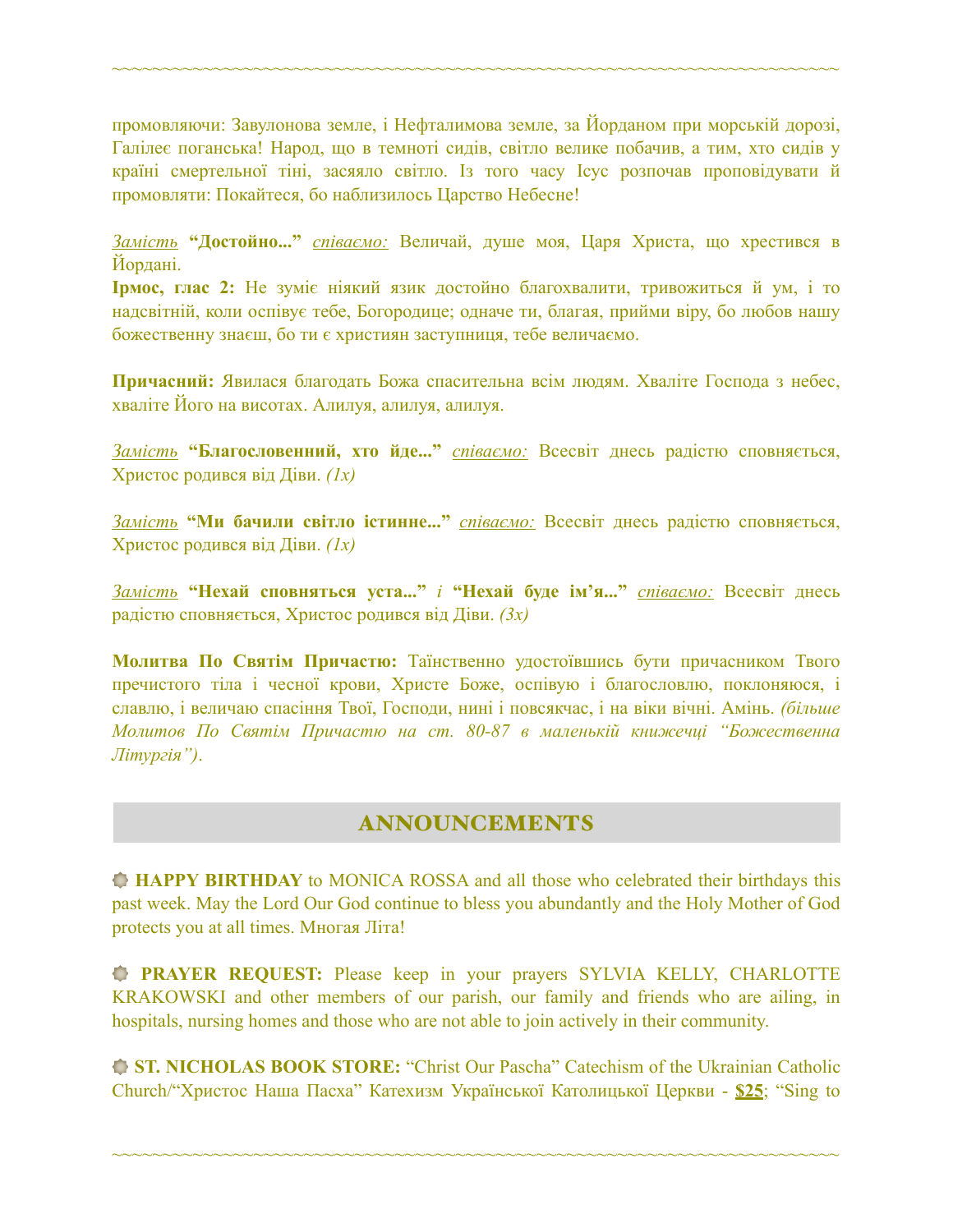промовляючи: Завулонова земле, і Нефталимова земле, за Йорданом при морській дорозі, Галілеє поганська! Народ, що в темноті сидів, світло велике побачив, а тим, хто сидів у країні смертельної тіні, засяяло світло. Із того часу Ісус розпочав проповідувати й промовляти: Покайтеся, бо наблизилось Царство Небесне!

*Замість* **"Достойно..."** *співаємо:* Величай, душе моя, Царя Христа, що хрестився в Йордані.
**Ірмос, глас 2:** Не зуміє ніякий язик достойно благохвалити, тривожиться й ум, і то надсвітній, коли оспівує тебе, Богородице; одначе ти, благая, прийми віру, бо любов нашу божественну знаєш, бо ти є християн заступниця, тебе величаємо.

**Причасний:** Явилася благодать Божа спасительна всім людям. Хваліте Господа з небес, хваліте Його на висотах. Алилуя, алилуя, алилуя.

*Замість* **"Благословенний, хто йде..."** *співаємо:* Всесвіт днесь радістю сповняється, Христос родився від Діви. *(1x)*

*Замість* **"Ми бачили світло істинне..."** *співаємо:* Всесвіт днесь радістю сповняється, Христос родився від Діви. *(1x)*

*Замість* **"Нехай сповняться уста..."** *і* **"Нехай буде ім'я..."** *співаємо:* Всесвіт днесь радістю сповняється, Христос родився від Діви. *(3x)*

**Молитва По Святім Причастю:** Таїнственно удостоївшись бути причасником Твого пречистого тіла і чесної крови, Христе Боже, оспівую і благословлю, поклоняюся, і славлю, і величаю спасіння Твої, Господи, нині і повсякчас, і на віки вічні. Амінь. *(більше Молитов По Святім Причастю на ст. 80-87 в маленькій книжечці "Божественна Літургія").*

## ANNOUNCEMENTS

**HAPPY BIRTHDAY** to MONICA ROSSA and all those who celebrated their birthdays this past week. May the Lord Our God continue to bless you abundantly and the Holy Mother of God protects you at all times. Многая Літа!

**PRAYER REQUEST:** Please keep in your prayers SYLVIA KELLY, CHARLOTTE KRAKOWSKI and other members of our parish, our family and friends who are ailing, in hospitals, nursing homes and those who are not able to join actively in their community.

**ST. NICHOLAS BOOK STORE:** "Christ Our Pascha" Catechism of the Ukrainian Catholic Church/"Христос Наша Пасха" Катехизм Української Католицької Церкви - **$25**; "Sing to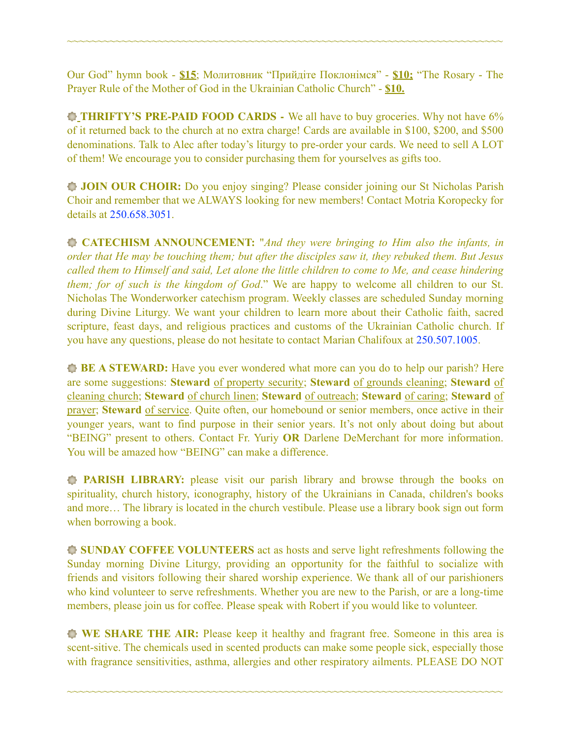Our God" hymn book - **$15**; Молитовник "Прийдіте Поклонімся" - **$10;** "The Rosary - The Prayer Rule of the Mother of God in the Ukrainian Catholic Church" - **$10.**

**THRIFTY'S PRE-PAID FOOD CARDS -** We all have to buy groceries. Why not have 6% of it returned back to the church at no extra charge! Cards are available in $100, $200, and $500 denominations. Talk to Alec after today's liturgy to pre-order your cards. We need to sell A LOT of them! We encourage you to consider purchasing them for yourselves as gifts too.

**JOIN OUR CHOIR:** Do you enjoy singing? Please consider joining our St Nicholas Parish Choir and remember that we ALWAYS looking for new members! Contact Motria Koropecky for details at 250.658.3051.

**CATECHISM ANNOUNCEMENT:** "*And they were bringing to Him also the infants, in order that He may be touching them; but after the disciples saw it, they rebuked them. But Jesus called them to Himself and said, Let alone the little children to come to Me, and cease hindering them; for of such is the kingdom of God*." We are happy to welcome all children to our St. Nicholas The Wonderworker catechism program. Weekly classes are scheduled Sunday morning during Divine Liturgy. We want your children to learn more about their Catholic faith, sacred scripture, feast days, and religious practices and customs of the Ukrainian Catholic church. If you have any questions, please do not hesitate to contact Marian Chalifoux at 250.507.1005.

**BE A STEWARD:** Have you ever wondered what more can you do to help our parish? Here are some suggestions: **Steward** of property security; **Steward** of grounds cleaning; **Steward** of cleaning church; **Steward** of church linen; **Steward** of outreach; **Steward** of caring; **Steward** of prayer; **Steward** of service. Quite often, our homebound or senior members, once active in their younger years, want to find purpose in their senior years. It's not only about doing but about "BEING" present to others. Contact Fr. Yuriy **OR** Darlene DeMerchant for more information. You will be amazed how "BEING" can make a difference.

**PARISH LIBRARY:** please visit our parish library and browse through the books on spirituality, church history, iconography, history of the Ukrainians in Canada, children's books and more… The library is located in the church vestibule. Please use a library book sign out form when borrowing a book.

**SUNDAY COFFEE VOLUNTEERS** act as hosts and serve light refreshments following the Sunday morning Divine Liturgy, providing an opportunity for the faithful to socialize with friends and visitors following their shared worship experience. We thank all of our parishioners who kind volunteer to serve refreshments. Whether you are new to the Parish, or are a long-time members, please join us for coffee. Please speak with Robert if you would like to volunteer.

**WE SHARE THE AIR:** Please keep it healthy and fragrant free. Someone in this area is scent-sitive. The chemicals used in scented products can make some people sick, especially those with fragrance sensitivities, asthma, allergies and other respiratory ailments. PLEASE DO NOT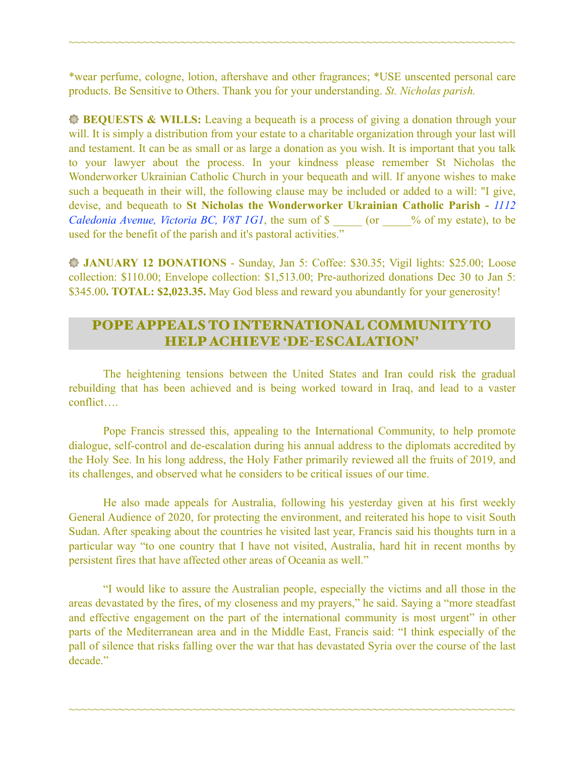*wear perfume, cologne, lotion, aftershave and other fragrances; *USE unscented personal care products. Be Sensitive to Others. Thank you for your understanding. *St. Nicholas parish.*

**BEQUESTS & WILLS:** Leaving a bequeath is a process of giving a donation through your will. It is simply a distribution from your estate to a charitable organization through your last will and testament. It can be as small or as large a donation as you wish. It is important that you talk to your lawyer about the process. In your kindness please remember St Nicholas the Wonderworker Ukrainian Catholic Church in your bequeath and will. If anyone wishes to make such a bequeath in their will, the following clause may be included or added to a will: "I give, devise, and bequeath to **St Nicholas the Wonderworker Ukrainian Catholic Parish -** *1112 Caledonia Avenue, Victoria BC, V8T 1G1*, the sum of $ _____ (or _____% of my estate), to be used for the benefit of the parish and it's pastoral activities."

**JANUARY 12 DONATIONS** - Sunday, Jan 5: Coffee: $30.35; Vigil lights: $25.00; Loose collection: $110.00; Envelope collection: $1,513.00; Pre-authorized donations Dec 30 to Jan 5: $345.00**. TOTAL: $2,023.35.** May God bless and reward you abundantly for your generosity!

## POPE APPEALS TO INTERNATIONAL COMMUNITY TO HELP ACHIEVE 'DE-ESCALATION'

The heightening tensions between the United States and Iran could risk the gradual rebuilding that has been achieved and is being worked toward in Iraq, and lead to a vaster conflict….

Pope Francis stressed this, appealing to the International Community, to help promote dialogue, self-control and de-escalation during his annual address to the diplomats accredited by the Holy See. In his long address, the Holy Father primarily reviewed all the fruits of 2019, and its challenges, and observed what he considers to be critical issues of our time.

He also made appeals for Australia, following his yesterday given at his first weekly General Audience of 2020, for protecting the environment, and reiterated his hope to visit South Sudan. After speaking about the countries he visited last year, Francis said his thoughts turn in a particular way "to one country that I have not visited, Australia, hard hit in recent months by persistent fires that have affected other areas of Oceania as well."

"I would like to assure the Australian people, especially the victims and all those in the areas devastated by the fires, of my closeness and my prayers," he said. Saying a "more steadfast and effective engagement on the part of the international community is most urgent" in other parts of the Mediterranean area and in the Middle East, Francis said: "I think especially of the pall of silence that risks falling over the war that has devastated Syria over the course of the last decade."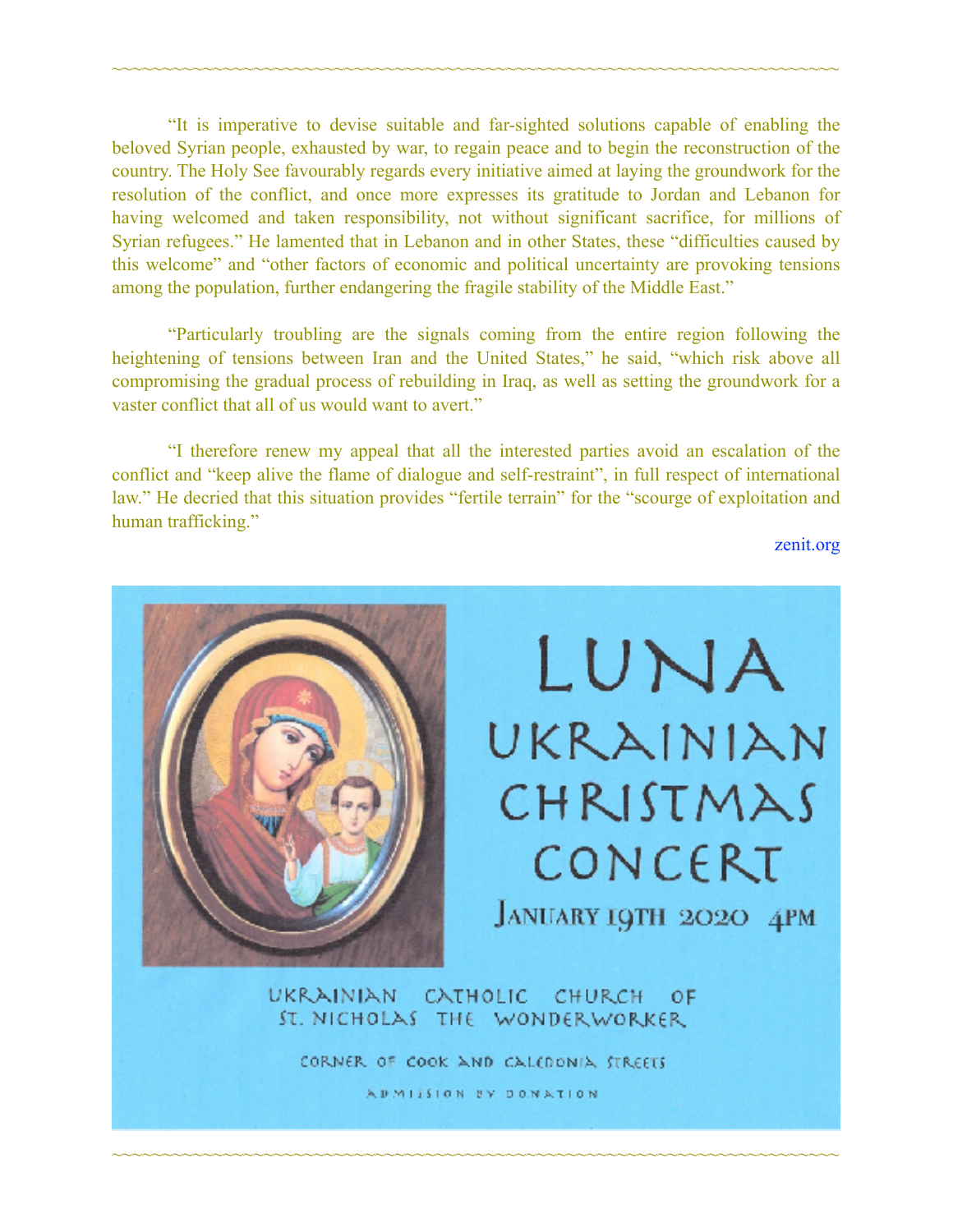"It is imperative to devise suitable and far-sighted solutions capable of enabling the beloved Syrian people, exhausted by war, to regain peace and to begin the reconstruction of the country. The Holy See favourably regards every initiative aimed at laying the groundwork for the resolution of the conflict, and once more expresses its gratitude to Jordan and Lebanon for having welcomed and taken responsibility, not without significant sacrifice, for millions of Syrian refugees." He lamented that in Lebanon and in other States, these "difficulties caused by this welcome" and "other factors of economic and political uncertainty are provoking tensions among the population, further endangering the fragile stability of the Middle East."

"Particularly troubling are the signals coming from the entire region following the heightening of tensions between Iran and the United States," he said, "which risk above all compromising the gradual process of rebuilding in Iraq, as well as setting the groundwork for a vaster conflict that all of us would want to avert."

"I therefore renew my appeal that all the interested parties avoid an escalation of the conflict and "keep alive the flame of dialogue and self-restraint", in full respect of international law." He decried that this situation provides "fertile terrain" for the "scourge of exploitation and human trafficking."

zenit.org

LUNA

UKRAINIAN CHRISTMAS CONCERT

JANUARY 19TH 2020 4PM

UKRAINIAN CATHOLIC CHURCH OF ST. NICHOLAS THE WONDERWORKER

CORNER OF COOK AND CALEDONIA STREETS

ADMISSION BY DONATION